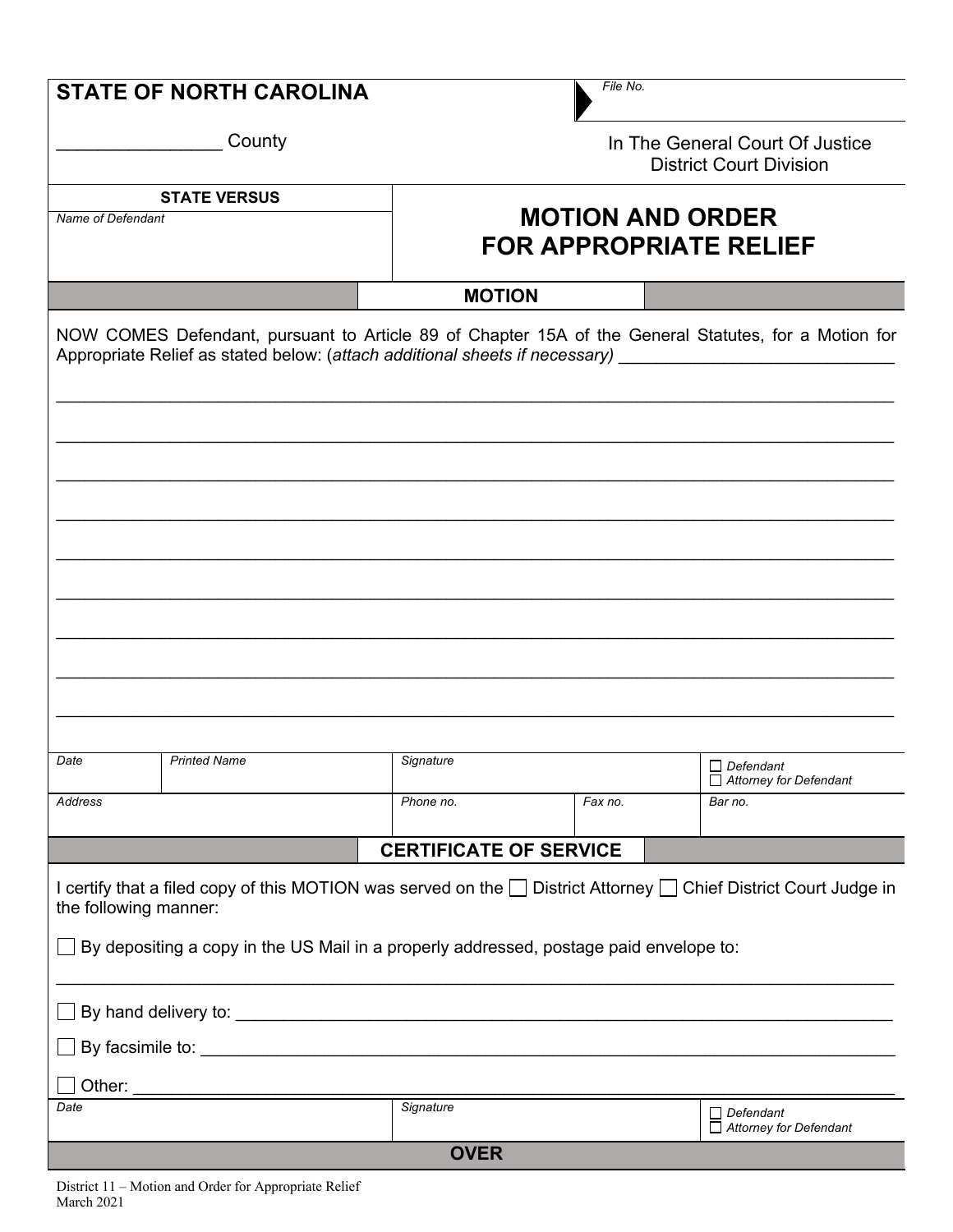**STATE OF NORTH CAROLINA**

_______________ County

File No.

In The General Court Of Justice
District Court Division

| **STATE VERSUS** |
|---|
| *Name of Defendant* |

# MOTION AND ORDER FOR APPROPRIATE RELIEF

## MOTION

NOW COMES Defendant, pursuant to Article 89 of Chapter 15A of the General Statutes, for a Motion for Appropriate Relief as stated below: (*attach additional sheets if necessary)* ____________________________

______________________________________________________________________________

______________________________________________________________________________

______________________________________________________________________________

______________________________________________________________________________

______________________________________________________________________________

______________________________________________________________________________

______________________________________________________________________________

______________________________________________________________________________

______________________________________________________________________________

| *Date* | *Printed Name* | *Signature* | | ☐ *Defendant* ☐ *Attorney for Defendant* |
|---|---|---|---|---|
| *Address* | | *Phone no.* | *Fax no.* | *Bar no.* |

## CERTIFICATE OF SERVICE

I certify that a filed copy of this MOTION was served on the ☐ District Attorney ☐ Chief District Court Judge in the following manner:

☐ By depositing a copy in the US Mail in a properly addressed, postage paid envelope to:

______________________________________________________________________________

☐ By hand delivery to: ______________________________________________________________

☐ By facsimile to: __________________________________________________________________

☐ Other: _________________________________________________________________________

| *Date* | *Signature* | ☐ *Defendant* ☐ *Attorney for Defendant* |
|---|---|---|

**OVER**

District 11 – Motion and Order for Appropriate Relief
March 2021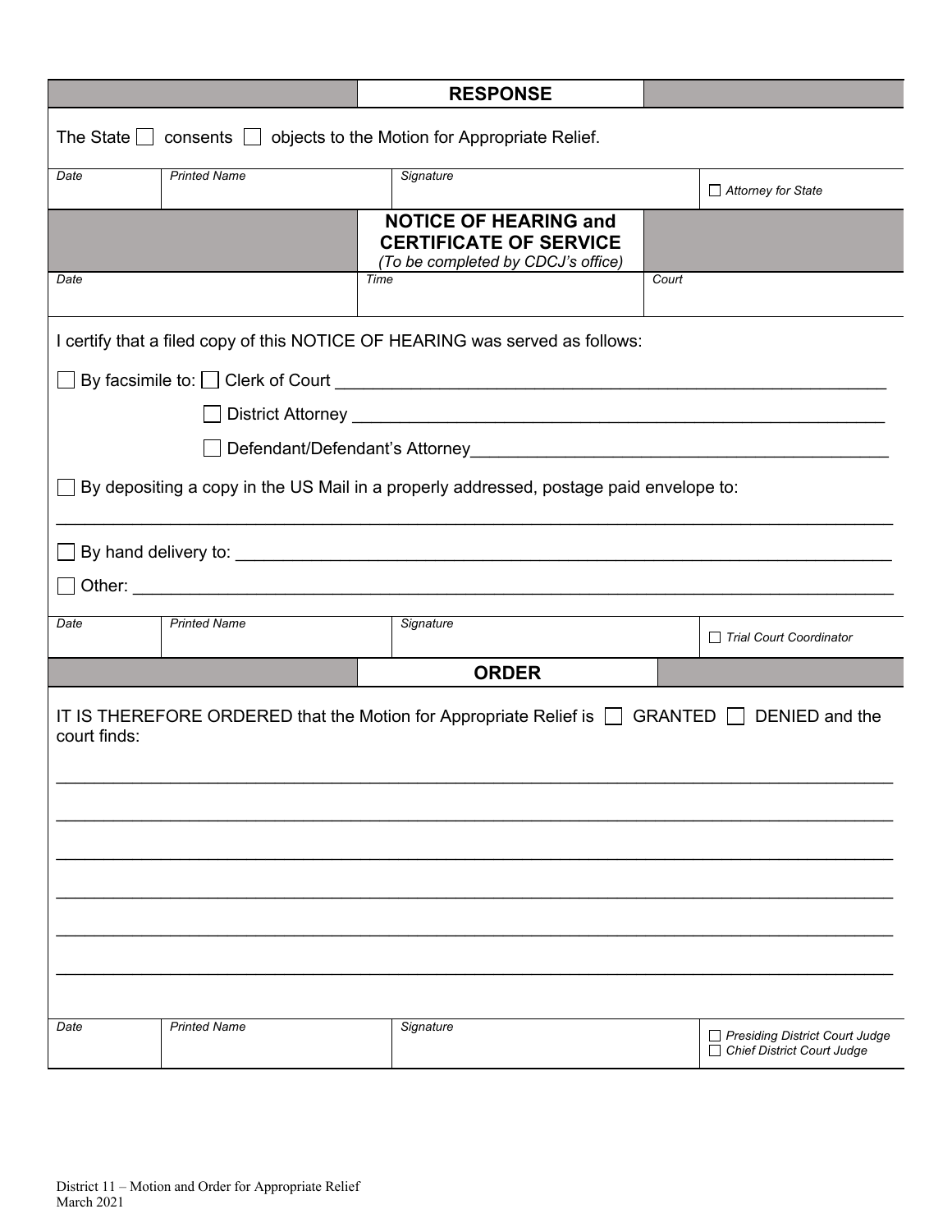## RESPONSE

The State ☐ consents ☐ objects to the Motion for Appropriate Relief.

| Date | Printed Name | Signature | ☐ Attorney for State |
| --- | --- | --- | --- |
| | | | |

## NOTICE OF HEARING and CERTIFICATE OF SERVICE

*(To be completed by CDCJ's office)*

| Date | Time | Court |
| --- | --- | --- |
| | | |

I certify that a filed copy of this NOTICE OF HEARING was served as follows:

☐ By facsimile to: ☐ Clerk of Court ______________________________________________

☐ District Attorney ______________________________________________

☐ Defendant/Defendant's Attorney______________________________________________

☐ By depositing a copy in the US Mail in a properly addressed, postage paid envelope to:

______________________________________________________________________________

☐ By hand delivery to: ______________________________________________________________

☐ Other: ______________________________________________________________________

| Date | Printed Name | Signature | ☐ Trial Court Coordinator |
| --- | --- | --- | --- |
| | | | |

## ORDER

IT IS THEREFORE ORDERED that the Motion for Appropriate Relief is ☐ GRANTED ☐ DENIED and the court finds:

______________________________________________________________________________

______________________________________________________________________________

______________________________________________________________________________

______________________________________________________________________________

______________________________________________________________________________

______________________________________________________________________________

| Date | Printed Name | Signature | ☐ Presiding District Court Judge<br>☐ Chief District Court Judge |
| --- | --- | --- | --- |
| | | | |

District 11 – Motion and Order for Appropriate Relief
March 2021